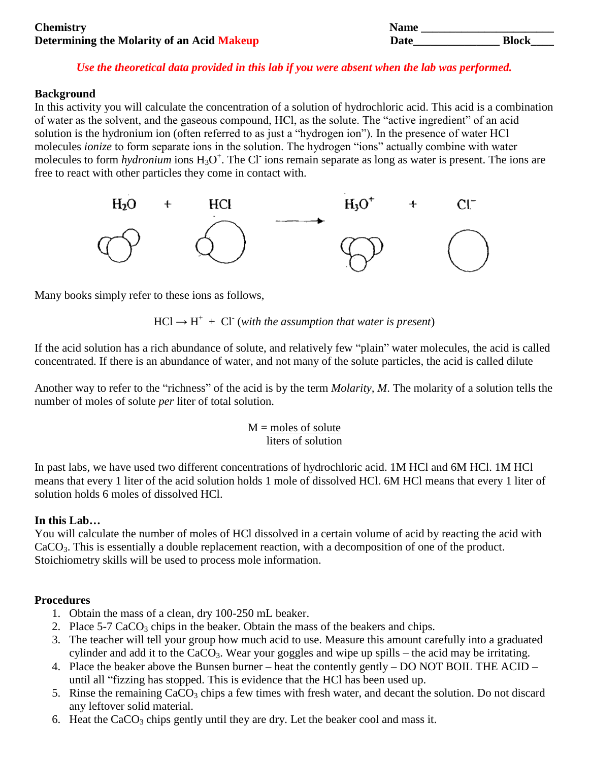**Chemistry** **Name \_\_\_\_\_\_\_\_\_\_\_\_\_\_\_\_\_\_\_\_\_\_\_**

**Determining the Molarity of an Acid Makeup** **Date\_\_\_\_\_\_\_\_\_\_\_\_\_\_\_ Block\_\_\_\_**

***Use the theoretical data provided in this lab if you were absent when the lab was performed.***

## Background

In this activity you will calculate the concentration of a solution of hydrochloric acid. This acid is a combination of water as the solvent, and the gaseous compound, HCl, as the solute. The "active ingredient" of an acid solution is the hydronium ion (often referred to as just a "hydrogen ion"). In the presence of water HCl molecules *ionize* to form separate ions in the solution. The hydrogen "ions" actually combine with water molecules to form *hydronium* ions $H_3O^+$. The $Cl^-$ ions remain separate as long as water is present. The ions are free to react with other particles they come in contact with.

$$H_2O \quad + \quad HCl \quad \longrightarrow \quad H_3O^+ \quad + \quad Cl^-$$

Many books simply refer to these ions as follows,

$HCl \rightarrow H^+ + Cl^-$ (*with the assumption that water is present*)

If the acid solution has a rich abundance of solute, and relatively few "plain" water molecules, the acid is called concentrated. If there is an abundance of water, and not many of the solute particles, the acid is called dilute

Another way to refer to the "richness" of the acid is by the term *Molarity, M*. The molarity of a solution tells the number of moles of solute *per* liter of total solution.

$$M = \frac{\text{moles of solute}}{\text{liters of solution}}$$

In past labs, we have used two different concentrations of hydrochloric acid. 1M HCl and 6M HCl. 1M HCl means that every 1 liter of the acid solution holds 1 mole of dissolved HCl. 6M HCl means that every 1 liter of solution holds 6 moles of dissolved HCl.

## In this Lab…

You will calculate the number of moles of HCl dissolved in a certain volume of acid by reacting the acid with $CaCO_3$. This is essentially a double replacement reaction, with a decomposition of one of the product. Stoichiometry skills will be used to process mole information.

## Procedures

1. Obtain the mass of a clean, dry 100-250 mL beaker.
2. Place 5-7 $CaCO_3$ chips in the beaker. Obtain the mass of the beakers and chips.
3. The teacher will tell your group how much acid to use. Measure this amount carefully into a graduated cylinder and add it to the $CaCO_3$. Wear your goggles and wipe up spills – the acid may be irritating.
4. Place the beaker above the Bunsen burner – heat the contently gently – DO NOT BOIL THE ACID – until all "fizzing has stopped. This is evidence that the HCl has been used up.
5. Rinse the remaining $CaCO_3$ chips a few times with fresh water, and decant the solution. Do not discard any leftover solid material.
6. Heat the $CaCO_3$ chips gently until they are dry. Let the beaker cool and mass it.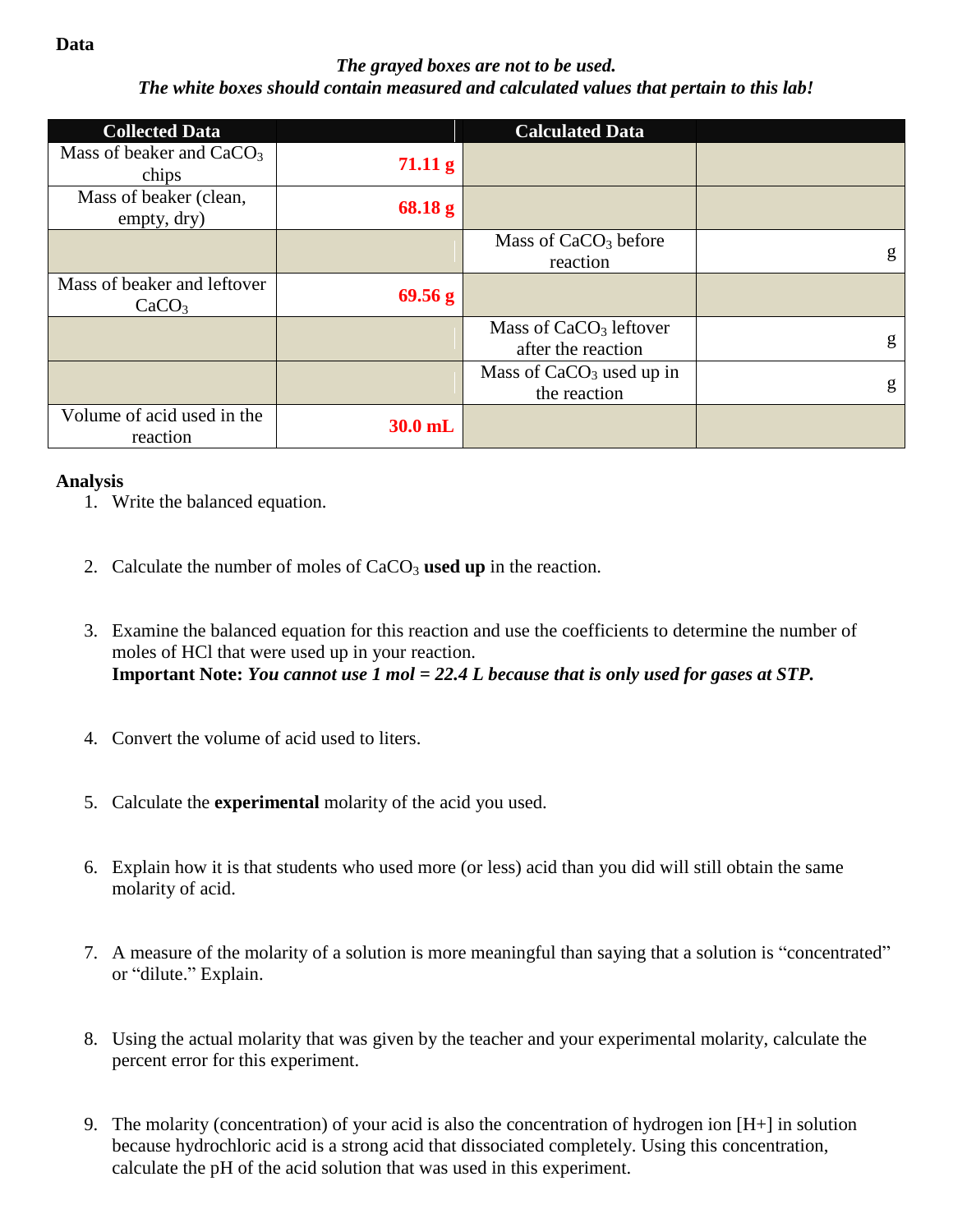**Data**

***The grayed boxes are not to be used.***
***The white boxes should contain measured and calculated values that pertain to this lab!***

| Collected Data | | Calculated Data | |
|---|---|---|---|
| Mass of beaker and $CaCO_3$ chips | 71.11 g | | |
| Mass of beaker (clean, empty, dry) | 68.18 g | | |
| | | Mass of $CaCO_3$ before reaction | g |
| Mass of beaker and leftover $CaCO_3$ | 69.56 g | | |
| | | Mass of $CaCO_3$ leftover after the reaction | g |
| | | Mass of $CaCO_3$ used up in the reaction | g |
| Volume of acid used in the reaction | 30.0 mL | | |

**Analysis**

1. Write the balanced equation.

2. Calculate the number of moles of $CaCO_3$ **used up** in the reaction.

3. Examine the balanced equation for this reaction and use the coefficients to determine the number of moles of HCl that were used up in your reaction.
   **Important Note:** ***You cannot use 1 mol = 22.4 L because that is only used for gases at STP.***

4. Convert the volume of acid used to liters.

5. Calculate the **experimental** molarity of the acid you used.

6. Explain how it is that students who used more (or less) acid than you did will still obtain the same molarity of acid.

7. A measure of the molarity of a solution is more meaningful than saying that a solution is "concentrated" or "dilute." Explain.

8. Using the actual molarity that was given by the teacher and your experimental molarity, calculate the percent error for this experiment.

9. The molarity (concentration) of your acid is also the concentration of hydrogen ion [H+] in solution because hydrochloric acid is a strong acid that dissociated completely. Using this concentration, calculate the pH of the acid solution that was used in this experiment.